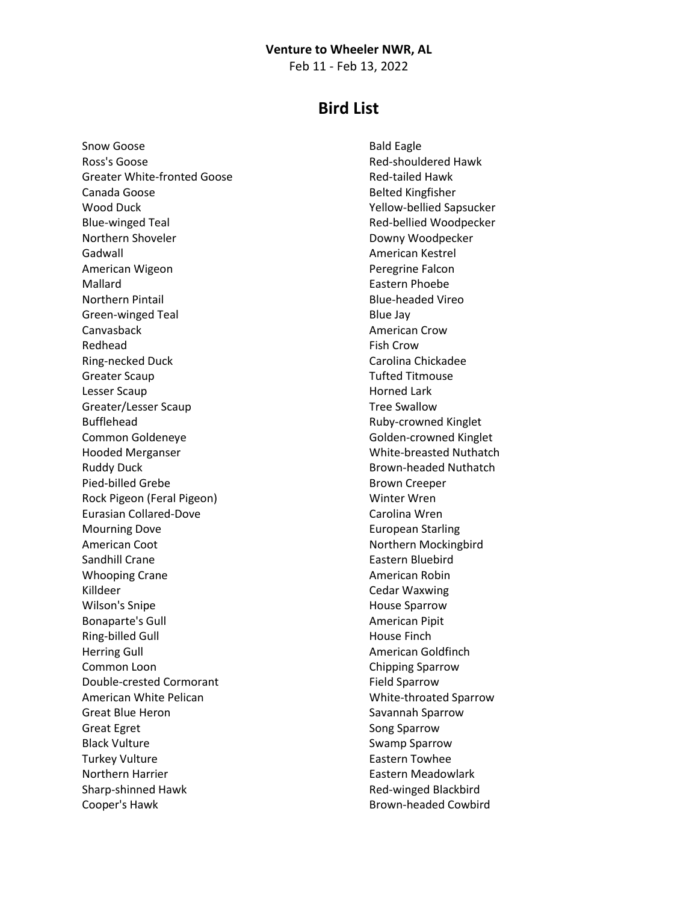**Venture to Wheeler NWR, AL**

Feb 11 - Feb 13, 2022

## Bird List

Snow Goose
Ross's Goose
Greater White-fronted Goose
Canada Goose
Wood Duck
Blue-winged Teal
Northern Shoveler
Gadwall
American Wigeon
Mallard
Northern Pintail
Green-winged Teal
Canvasback
Redhead
Ring-necked Duck
Greater Scaup
Lesser Scaup
Greater/Lesser Scaup
Bufflehead
Common Goldeneye
Hooded Merganser
Ruddy Duck
Pied-billed Grebe
Rock Pigeon (Feral Pigeon)
Eurasian Collared-Dove
Mourning Dove
American Coot
Sandhill Crane
Whooping Crane
Killdeer
Wilson's Snipe
Bonaparte's Gull
Ring-billed Gull
Herring Gull
Common Loon
Double-crested Cormorant
American White Pelican
Great Blue Heron
Great Egret
Black Vulture
Turkey Vulture
Northern Harrier
Sharp-shinned Hawk
Cooper's Hawk
Bald Eagle
Red-shouldered Hawk
Red-tailed Hawk
Belted Kingfisher
Yellow-bellied Sapsucker
Red-bellied Woodpecker
Downy Woodpecker
American Kestrel
Peregrine Falcon
Eastern Phoebe
Blue-headed Vireo
Blue Jay
American Crow
Fish Crow
Carolina Chickadee
Tufted Titmouse
Horned Lark
Tree Swallow
Ruby-crowned Kinglet
Golden-crowned Kinglet
White-breasted Nuthatch
Brown-headed Nuthatch
Brown Creeper
Winter Wren
Carolina Wren
European Starling
Northern Mockingbird
Eastern Bluebird
American Robin
Cedar Waxwing
House Sparrow
American Pipit
House Finch
American Goldfinch
Chipping Sparrow
Field Sparrow
White-throated Sparrow
Savannah Sparrow
Song Sparrow
Swamp Sparrow
Eastern Towhee
Eastern Meadowlark
Red-winged Blackbird
Brown-headed Cowbird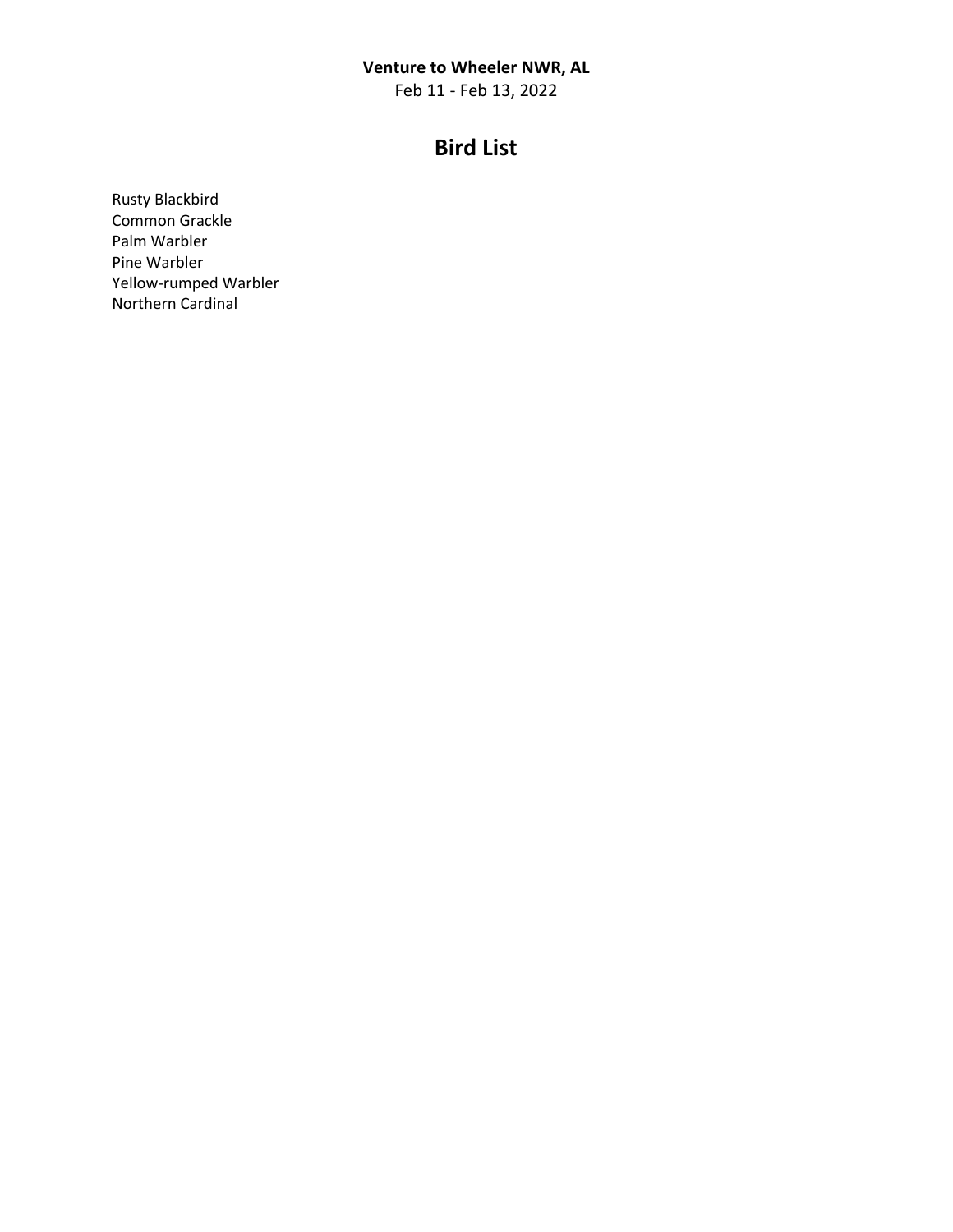**Venture to Wheeler NWR, AL**
Feb 11 - Feb 13, 2022

## Bird List

Rusty Blackbird
Common Grackle
Palm Warbler
Pine Warbler
Yellow-rumped Warbler
Northern Cardinal